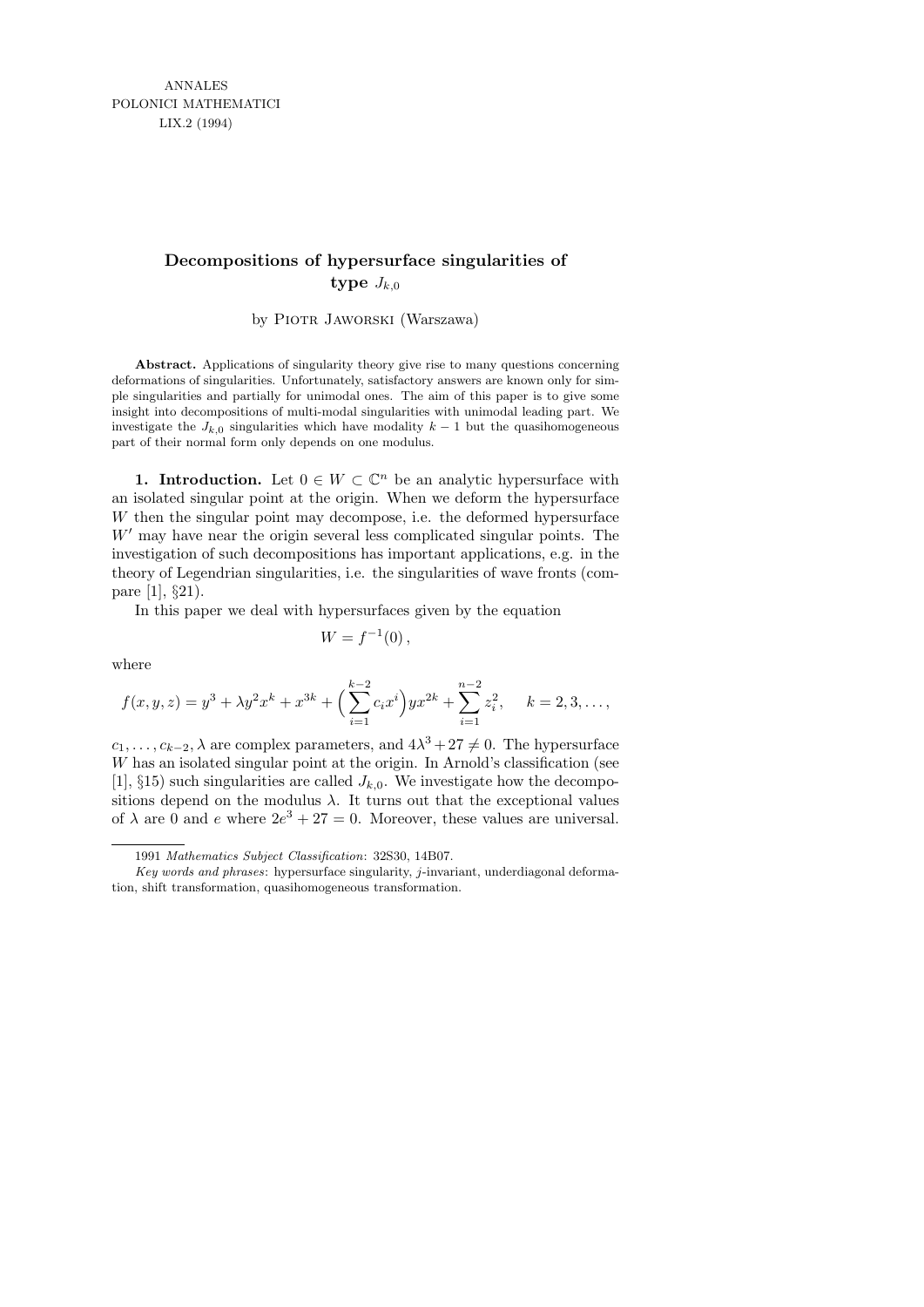ANNALES
POLONICI MATHEMATICI
LIX.2 (1994)

# Decompositions of hypersurface singularities of type $J_{k,0}$

by Piotr Jaworski (Warszawa)

**Abstract.** Applications of singularity theory give rise to many questions concerning deformations of singularities. Unfortunately, satisfactory answers are known only for simple singularities and partially for unimodal ones. The aim of this paper is to give some insight into decompositions of multi-modal singularities with unimodal leading part. We investigate the $J_{k,0}$ singularities which have modality $k-1$ but the quasihomogeneous part of their normal form only depends on one modulus.

**1. Introduction.** Let $0 \in W \subset \mathbb{C}^n$ be an analytic hypersurface with an isolated singular point at the origin. When we deform the hypersurface $W$ then the singular point may decompose, i.e. the deformed hypersurface $W'$ may have near the origin several less complicated singular points. The investigation of such decompositions has important applications, e.g. in the theory of Legendrian singularities, i.e. the singularities of wave fronts (compare [1], §21).

In this paper we deal with hypersurfaces given by the equation

$$W = f^{-1}(0)\,,$$

where

$$f(x,y,z) = y^3 + \lambda y^2 x^k + x^{3k} + \Big(\sum_{i=1}^{k-2} c_i x^i\Big) y x^{2k} + \sum_{i=1}^{n-2} z_i^2, \quad k = 2,3,\ldots,$$

$c_1, \ldots, c_{k-2}, \lambda$ are complex parameters, and $4\lambda^3 + 27 \neq 0$. The hypersurface $W$ has an isolated singular point at the origin. In Arnold's classification (see [1], §15) such singularities are called $J_{k,0}$. We investigate how the decompositions depend on the modulus $\lambda$. It turns out that the exceptional values of $\lambda$ are 0 and $e$ where $2e^3 + 27 = 0$. Moreover, these values are universal.

---

1991 *Mathematics Subject Classification*: 32S30, 14B07.

*Key words and phrases*: hypersurface singularity, $j$-invariant, underdiagonal deformation, shift transformation, quasihomogeneous transformation.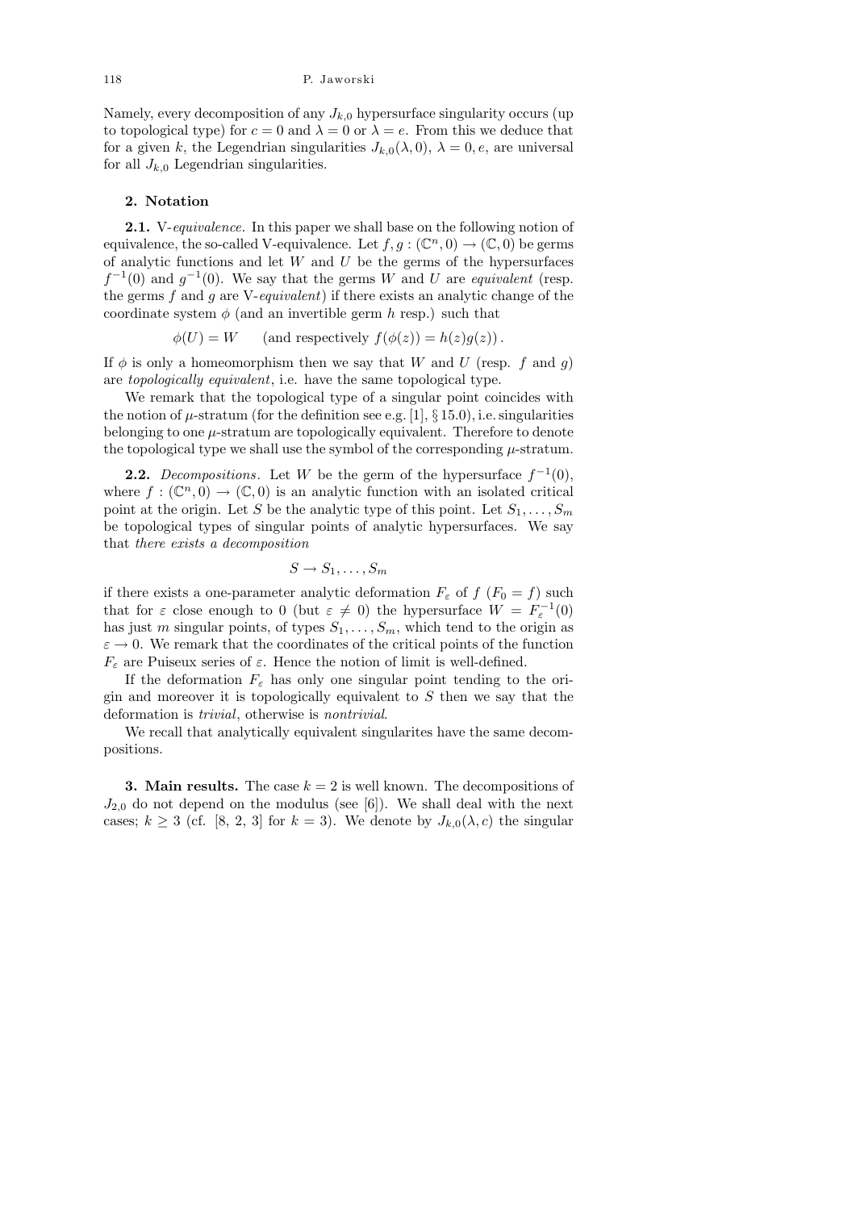Namely, every decomposition of any $J_{k,0}$ hypersurface singularity occurs (up to topological type) for $c = 0$ and $\lambda = 0$ or $\lambda = e$. From this we deduce that for a given $k$, the Legendrian singularities $J_{k,0}(\lambda, 0)$, $\lambda = 0, e$, are universal for all $J_{k,0}$ Legendrian singularities.

## 2. Notation

**2.1.** V-*equivalence.* In this paper we shall base on the following notion of equivalence, the so-called V-equivalence. Let $f, g : (\mathbb{C}^n, 0) \to (\mathbb{C}, 0)$ be germs of analytic functions and let $W$ and $U$ be the germs of the hypersurfaces $f^{-1}(0)$ and $g^{-1}(0)$. We say that the germs $W$ and $U$ are *equivalent* (resp. the germs $f$ and $g$ are V-*equivalent*) if there exists an analytic change of the coordinate system $\phi$ (and an invertible germ $h$ resp.) such that

$$\phi(U) = W \qquad \text{(and respectively } f(\phi(z)) = h(z)g(z)) .$$

If $\phi$ is only a homeomorphism then we say that $W$ and $U$ (resp. $f$ and $g$) are *topologically equivalent*, i.e. have the same topological type.

We remark that the topological type of a singular point coincides with the notion of $\mu$-stratum (for the definition see e.g. [1], § 15.0), i.e. singularities belonging to one $\mu$-stratum are topologically equivalent. Therefore to denote the topological type we shall use the symbol of the corresponding $\mu$-stratum.

**2.2.** *Decompositions*. Let $W$ be the germ of the hypersurface $f^{-1}(0)$, where $f : (\mathbb{C}^n, 0) \to (\mathbb{C}, 0)$ is an analytic function with an isolated critical point at the origin. Let $S$ be the analytic type of this point. Let $S_1, \ldots, S_m$ be topological types of singular points of analytic hypersurfaces. We say that *there exists a decomposition*

$$S \to S_1, \ldots, S_m$$

if there exists a one-parameter analytic deformation $F_\varepsilon$ of $f$ ($F_0 = f$) such that for $\varepsilon$ close enough to 0 (but $\varepsilon \neq 0$) the hypersurface $W = F_\varepsilon^{-1}(0)$ has just $m$ singular points, of types $S_1, \ldots, S_m$, which tend to the origin as $\varepsilon \to 0$. We remark that the coordinates of the critical points of the function $F_\varepsilon$ are Puiseux series of $\varepsilon$. Hence the notion of limit is well-defined.

If the deformation $F_\varepsilon$ has only one singular point tending to the origin and moreover it is topologically equivalent to $S$ then we say that the deformation is *trivial*, otherwise is *nontrivial*.

We recall that analytically equivalent singularites have the same decompositions.

**3. Main results.** The case $k = 2$ is well known. The decompositions of $J_{2,0}$ do not depend on the modulus (see [6]). We shall deal with the next cases; $k \geq 3$ (cf. [8, 2, 3] for $k = 3$). We denote by $J_{k,0}(\lambda, c)$ the singular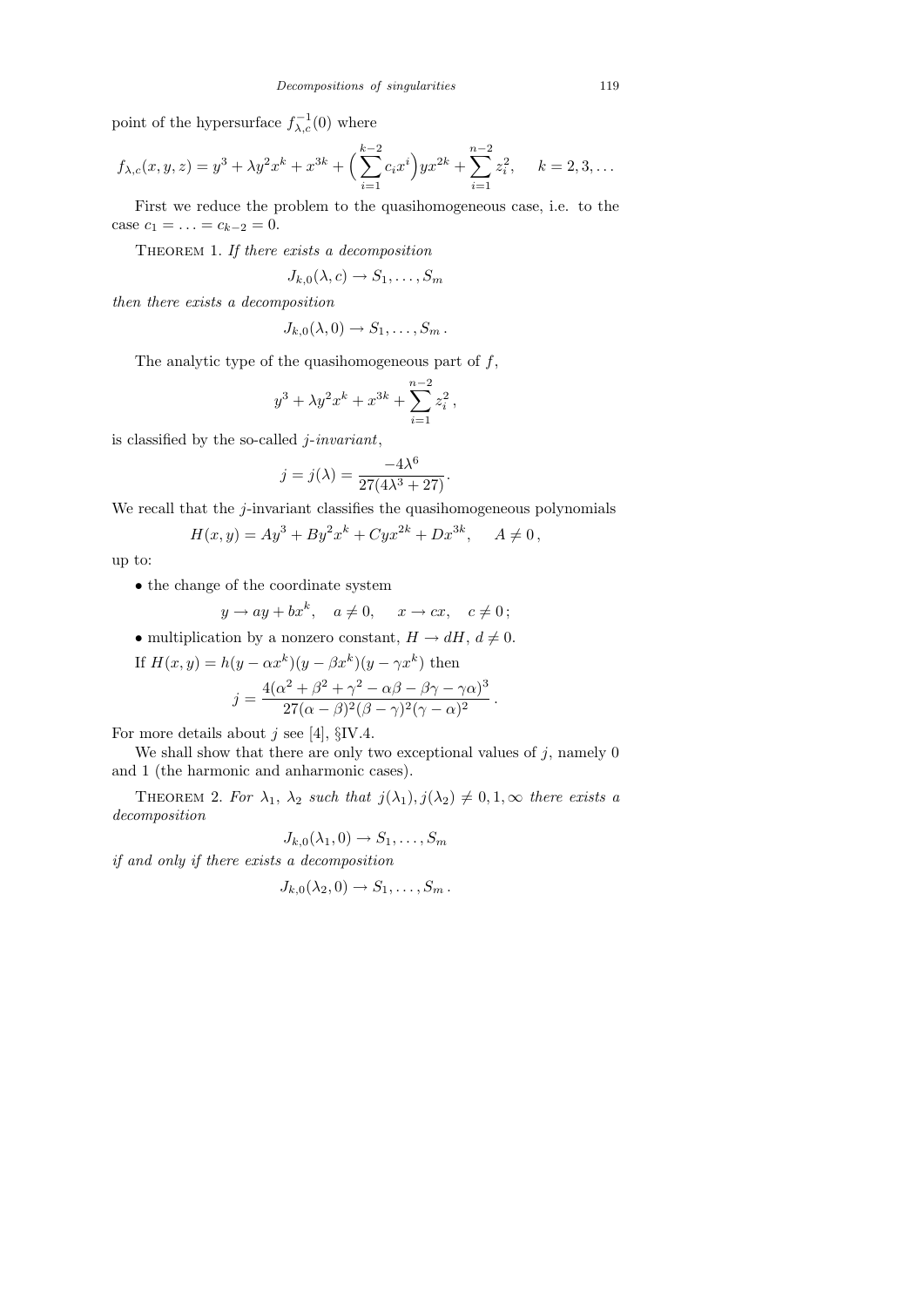point of the hypersurface $f_{\lambda,c}^{-1}(0)$ where

$$f_{\lambda,c}(x,y,z) = y^3 + \lambda y^2 x^k + x^{3k} + \Big(\sum_{i=1}^{k-2} c_i x^i\Big) y x^{2k} + \sum_{i=1}^{n-2} z_i^2, \quad k = 2, 3, \ldots$$

First we reduce the problem to the quasihomogeneous case, i.e. to the case $c_1 = \ldots = c_{k-2} = 0$.

Theorem 1. *If there exists a decomposition*

$$J_{k,0}(\lambda, c) \to S_1, \ldots, S_m$$

*then there exists a decomposition*

$$J_{k,0}(\lambda, 0) \to S_1, \ldots, S_m\,.$$

The analytic type of the quasihomogeneous part of $f$,

$$y^3 + \lambda y^2 x^k + x^{3k} + \sum_{i=1}^{n-2} z_i^2\,,$$

is classified by the so-called *j-invariant*,

$$j = j(\lambda) = \frac{-4\lambda^6}{27(4\lambda^3 + 27)}.$$

We recall that the $j$-invariant classifies the quasihomogeneous polynomials

$$H(x,y) = Ay^3 + By^2x^k + Cyx^{2k} + Dx^{3k}, \quad A \neq 0\,,$$

up to:

- the change of the coordinate system

$$y \to ay + bx^k, \quad a \neq 0, \quad x \to cx, \quad c \neq 0\,;$$

- multiplication by a nonzero constant, $H \to dH$, $d \neq 0$.

If $H(x,y) = h(y - \alpha x^k)(y - \beta x^k)(y - \gamma x^k)$ then

$$j = \frac{4(\alpha^2 + \beta^2 + \gamma^2 - \alpha\beta - \beta\gamma - \gamma\alpha)^3}{27(\alpha - \beta)^2(\beta - \gamma)^2(\gamma - \alpha)^2}\,.$$

For more details about $j$ see [4], §IV.4.

We shall show that there are only two exceptional values of $j$, namely 0 and 1 (the harmonic and anharmonic cases).

Theorem 2. *For $\lambda_1$, $\lambda_2$ such that $j(\lambda_1), j(\lambda_2) \neq 0, 1, \infty$ there exists a decomposition*

$$J_{k,0}(\lambda_1, 0) \to S_1, \ldots, S_m$$

*if and only if there exists a decomposition*

$$J_{k,0}(\lambda_2, 0) \to S_1, \ldots, S_m\,.$$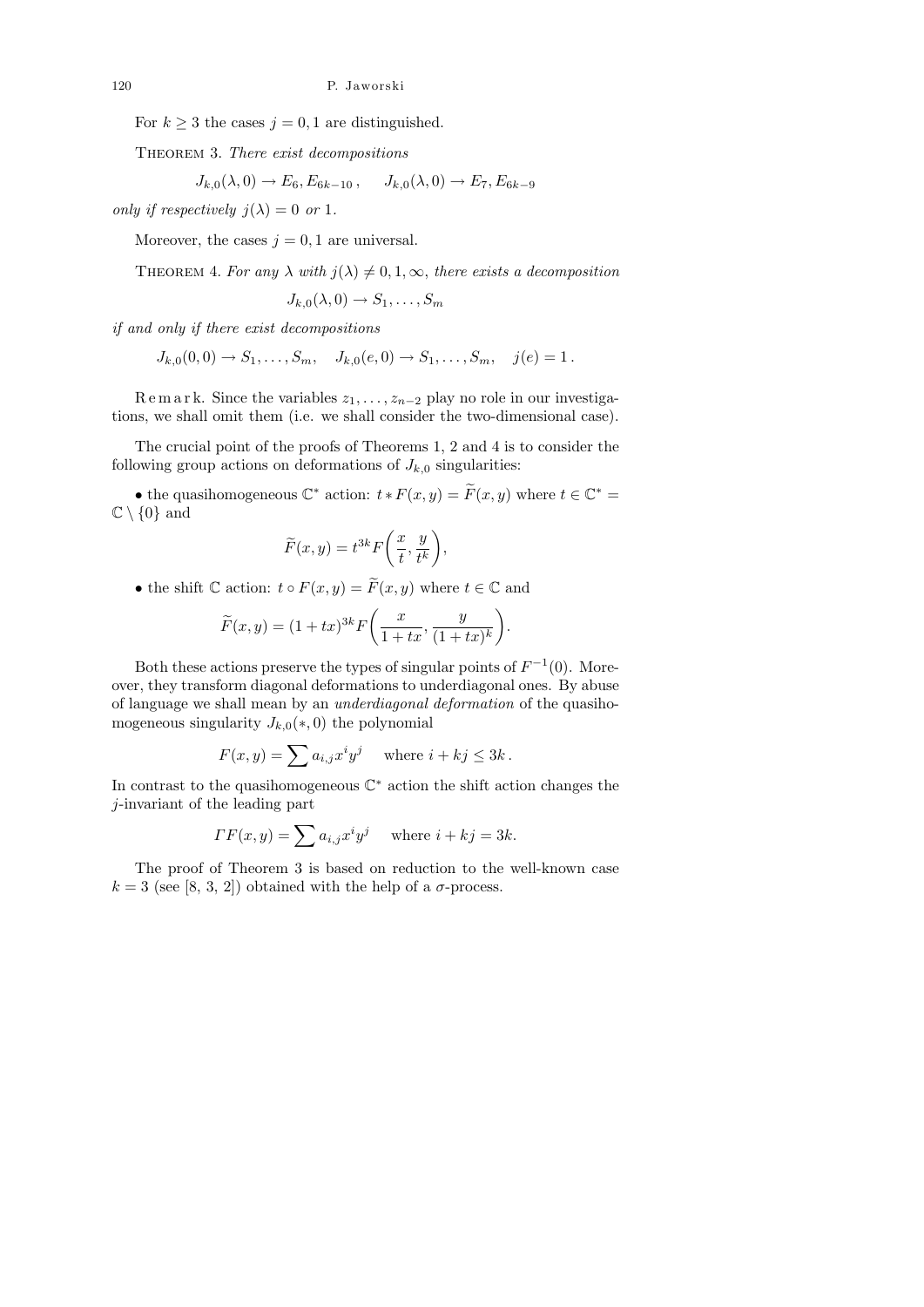For $k \geq 3$ the cases $j = 0, 1$ are distinguished.

THEOREM 3. *There exist decompositions*

$$J_{k,0}(\lambda, 0) \to E_6, E_{6k-10}\,, \qquad J_{k,0}(\lambda, 0) \to E_7, E_{6k-9}$$

*only if respectively* $j(\lambda) = 0$ *or* 1.

Moreover, the cases $j = 0, 1$ are universal.

THEOREM 4. *For any* $\lambda$ *with* $j(\lambda) \neq 0, 1, \infty$, *there exists a decomposition*

$$J_{k,0}(\lambda, 0) \to S_1, \ldots, S_m$$

*if and only if there exist decompositions*

$$J_{k,0}(0, 0) \to S_1, \ldots, S_m, \quad J_{k,0}(e, 0) \to S_1, \ldots, S_m, \quad j(e) = 1\,.$$

Remark. Since the variables $z_1, \ldots, z_{n-2}$ play no role in our investigations, we shall omit them (i.e. we shall consider the two-dimensional case).

The crucial point of the proofs of Theorems 1, 2 and 4 is to consider the following group actions on deformations of $J_{k,0}$ singularities:

- the quasihomogeneous $\mathbb{C}^*$ action: $t * F(x, y) = \widetilde{F}(x, y)$ where $t \in \mathbb{C}^* = \mathbb{C} \setminus \{0\}$ and

$$\widetilde{F}(x, y) = t^{3k} F\left(\frac{x}{t}, \frac{y}{t^k}\right),$$

- the shift $\mathbb{C}$ action: $t \circ F(x, y) = \widetilde{F}(x, y)$ where $t \in \mathbb{C}$ and

$$\widetilde{F}(x, y) = (1 + tx)^{3k} F\left(\frac{x}{1 + tx}, \frac{y}{(1 + tx)^k}\right).$$

Both these actions preserve the types of singular points of $F^{-1}(0)$. Moreover, they transform diagonal deformations to underdiagonal ones. By abuse of language we shall mean by an *underdiagonal deformation* of the quasihomogeneous singularity $J_{k,0}(*, 0)$ the polynomial

$$F(x, y) = \sum a_{i,j} x^i y^j \quad \text{ where } i + kj \leq 3k\,.$$

In contrast to the quasihomogeneous $\mathbb{C}^*$ action the shift action changes the $j$-invariant of the leading part

$$\Gamma F(x, y) = \sum a_{i,j} x^i y^j \quad \text{ where } i + kj = 3k.$$

The proof of Theorem 3 is based on reduction to the well-known case $k = 3$ (see [8, 3, 2]) obtained with the help of a $\sigma$-process.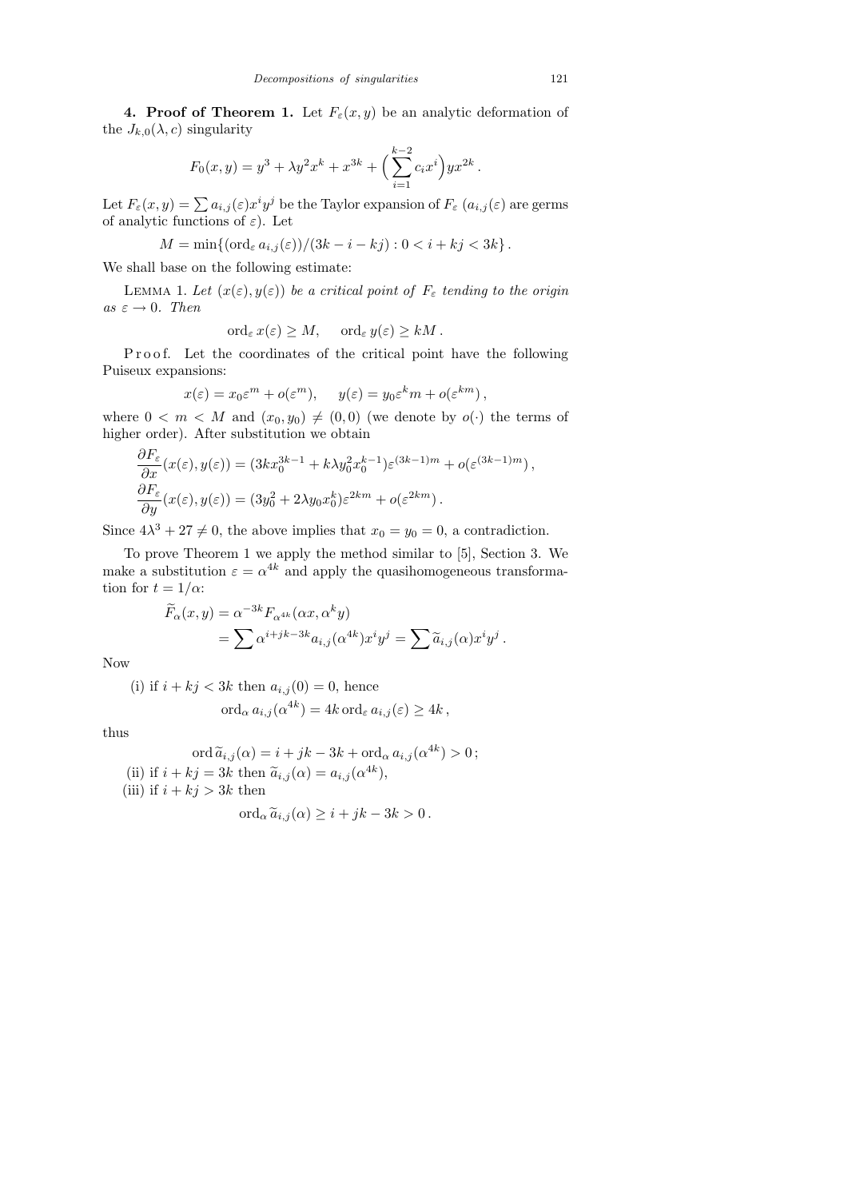**4. Proof of Theorem 1.** Let $F_\varepsilon(x,y)$ be an analytic deformation of the $J_{k,0}(\lambda,c)$ singularity

$$F_0(x,y) = y^3 + \lambda y^2 x^k + x^{3k} + \Big(\sum_{i=1}^{k-2} c_i x^i\Big) y x^{2k} .$$

Let $F_\varepsilon(x,y) = \sum a_{i,j}(\varepsilon) x^i y^j$ be the Taylor expansion of $F_\varepsilon$ ($a_{i,j}(\varepsilon)$ are germs of analytic functions of $\varepsilon$). Let

$$M = \min\{(\operatorname{ord}_\varepsilon a_{i,j}(\varepsilon))/(3k - i - kj) : 0 < i + kj < 3k\} .$$

We shall base on the following estimate:

Lemma 1. *Let $(x(\varepsilon), y(\varepsilon))$ be a critical point of $F_\varepsilon$ tending to the origin as $\varepsilon \to 0$. Then*

$$\operatorname{ord}_\varepsilon x(\varepsilon) \geq M, \quad \operatorname{ord}_\varepsilon y(\varepsilon) \geq kM .$$

Proof. Let the coordinates of the critical point have the following Puiseux expansions:

$$x(\varepsilon) = x_0 \varepsilon^m + o(\varepsilon^m), \quad y(\varepsilon) = y_0 \varepsilon^k m + o(\varepsilon^{km}) ,$$

where $0 < m < M$ and $(x_0, y_0) \neq (0,0)$ (we denote by $o(\cdot)$ the terms of higher order). After substitution we obtain

$$\frac{\partial F_\varepsilon}{\partial x}(x(\varepsilon), y(\varepsilon)) = (3k x_0^{3k-1} + k\lambda y_0^2 x_0^{k-1})\varepsilon^{(3k-1)m} + o(\varepsilon^{(3k-1)m}) ,$$

$$\frac{\partial F_\varepsilon}{\partial y}(x(\varepsilon), y(\varepsilon)) = (3y_0^2 + 2\lambda y_0 x_0^k)\varepsilon^{2km} + o(\varepsilon^{2km}) .$$

Since $4\lambda^3 + 27 \neq 0$, the above implies that $x_0 = y_0 = 0$, a contradiction.

To prove Theorem 1 we apply the method similar to [5], Section 3. We make a substitution $\varepsilon = \alpha^{4k}$ and apply the quasihomogeneous transformation for $t = 1/\alpha$:

$$\begin{aligned}
\widetilde{F}_\alpha(x,y) &= \alpha^{-3k} F_{\alpha^{4k}}(\alpha x, \alpha^k y) \\
&= \sum \alpha^{i+jk-3k} a_{i,j}(\alpha^{4k}) x^i y^j = \sum \widetilde{a}_{i,j}(\alpha) x^i y^j .
\end{aligned}$$

Now

(i) if $i + kj < 3k$ then $a_{i,j}(0) = 0$, hence

$$\operatorname{ord}_\alpha a_{i,j}(\alpha^{4k}) = 4k \operatorname{ord}_\varepsilon a_{i,j}(\varepsilon) \geq 4k ,$$

thus

$$\operatorname{ord} \widetilde{a}_{i,j}(\alpha) = i + jk - 3k + \operatorname{ord}_\alpha a_{i,j}(\alpha^{4k}) > 0 ;$$

(ii) if $i + kj = 3k$ then $\widetilde{a}_{i,j}(\alpha) = a_{i,j}(\alpha^{4k})$,

(iii) if $i + kj > 3k$ then

$$\operatorname{ord}_\alpha \widetilde{a}_{i,j}(\alpha) \geq i + jk - 3k > 0 .$$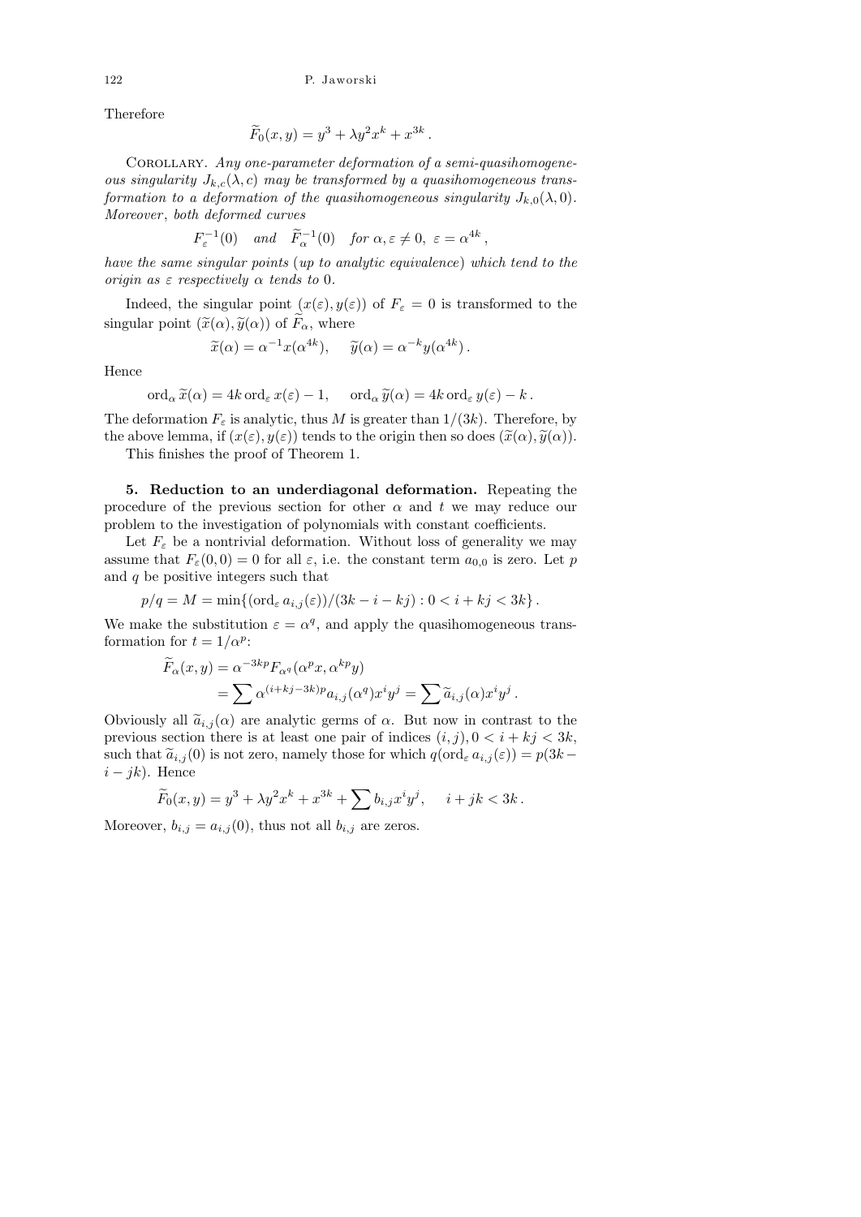Therefore

$$\widetilde{F}_0(x,y) = y^3 + \lambda y^2 x^k + x^{3k}\,.$$

Corollary. *Any one-parameter deformation of a semi-quasihomogeneous singularity $J_{k,c}(\lambda, c)$ may be transformed by a quasihomogeneous transformation to a deformation of the quasihomogeneous singularity $J_{k,0}(\lambda, 0)$. Moreover, both deformed curves*

$$F_\varepsilon^{-1}(0) \quad \text{and} \quad \widetilde{F}_\alpha^{-1}(0) \quad \text{for } \alpha, \varepsilon \neq 0,\ \varepsilon = \alpha^{4k}\,,$$

*have the same singular points (up to analytic equivalence) which tend to the origin as $\varepsilon$ respectively $\alpha$ tends to* 0.

Indeed, the singular point $(x(\varepsilon), y(\varepsilon))$ of $F_\varepsilon = 0$ is transformed to the singular point $(\widetilde{x}(\alpha), \widetilde{y}(\alpha))$ of $\widetilde{F}_\alpha$, where

$$\widetilde{x}(\alpha) = \alpha^{-1} x(\alpha^{4k}), \qquad \widetilde{y}(\alpha) = \alpha^{-k} y(\alpha^{4k})\,.$$

Hence

$$\operatorname{ord}_\alpha \widetilde{x}(\alpha) = 4k \operatorname{ord}_\varepsilon x(\varepsilon) - 1, \qquad \operatorname{ord}_\alpha \widetilde{y}(\alpha) = 4k \operatorname{ord}_\varepsilon y(\varepsilon) - k\,.$$

The deformation $F_\varepsilon$ is analytic, thus $M$ is greater than $1/(3k)$. Therefore, by the above lemma, if $(x(\varepsilon), y(\varepsilon))$ tends to the origin then so does $(\widetilde{x}(\alpha), \widetilde{y}(\alpha))$.

This finishes the proof of Theorem 1.

**5. Reduction to an underdiagonal deformation.** Repeating the procedure of the previous section for other $\alpha$ and $t$ we may reduce our problem to the investigation of polynomials with constant coefficients.

Let $F_\varepsilon$ be a nontrivial deformation. Without loss of generality we may assume that $F_\varepsilon(0,0) = 0$ for all $\varepsilon$, i.e. the constant term $a_{0,0}$ is zero. Let $p$ and $q$ be positive integers such that

$$p/q = M = \min\{(\operatorname{ord}_\varepsilon a_{i,j}(\varepsilon))/(3k - i - kj) : 0 < i + kj < 3k\}\,.$$

We make the substitution $\varepsilon = \alpha^q$, and apply the quasihomogeneous transformation for $t = 1/\alpha^p$:

$$\begin{aligned}
\widetilde{F}_\alpha(x,y) &= \alpha^{-3kp} F_{\alpha^q}(\alpha^p x, \alpha^{kp} y) \\
&= \sum \alpha^{(i+kj-3k)p} a_{i,j}(\alpha^q) x^i y^j = \sum \widetilde{a}_{i,j}(\alpha) x^i y^j\,.
\end{aligned}$$

Obviously all $\widetilde{a}_{i,j}(\alpha)$ are analytic germs of $\alpha$. But now in contrast to the previous section there is at least one pair of indices $(i,j), 0 < i + kj < 3k$, such that $\widetilde{a}_{i,j}(0)$ is not zero, namely those for which $q(\operatorname{ord}_\varepsilon a_{i,j}(\varepsilon)) = p(3k - i - jk)$. Hence

$$\widetilde{F}_0(x,y) = y^3 + \lambda y^2 x^k + x^{3k} + \sum b_{i,j} x^i y^j, \qquad i + jk < 3k\,.$$

Moreover, $b_{i,j} = a_{i,j}(0)$, thus not all $b_{i,j}$ are zeros.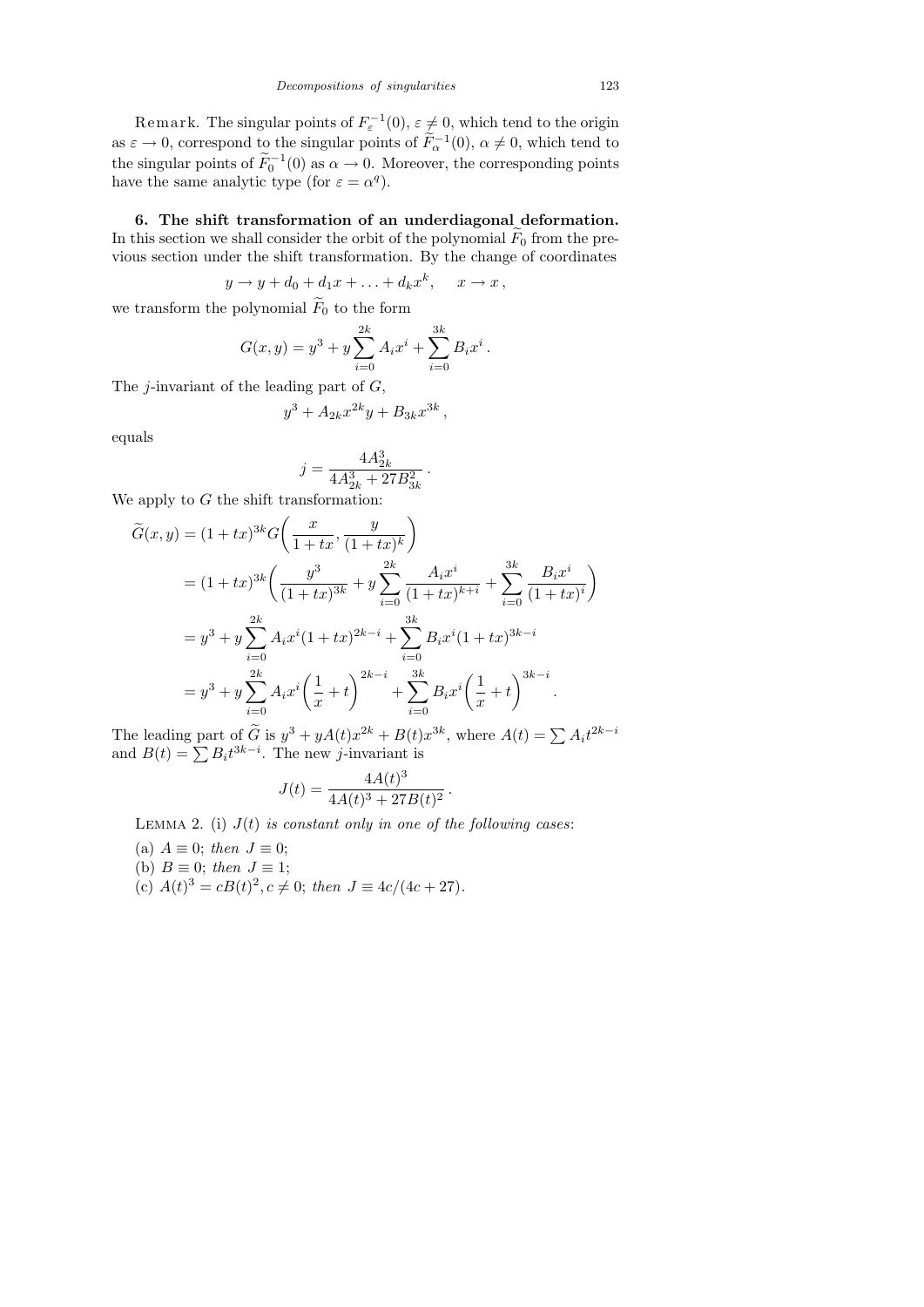Remark. The singular points of $F_\varepsilon^{-1}(0)$, $\varepsilon \neq 0$, which tend to the origin as $\varepsilon \to 0$, correspond to the singular points of $\widetilde{F}_\alpha^{-1}(0)$, $\alpha \neq 0$, which tend to the singular points of $\widetilde{F}_0^{-1}(0)$ as $\alpha \to 0$. Moreover, the corresponding points have the same analytic type (for $\varepsilon = \alpha^q$).

**6. The shift transformation of an underdiagonal deformation.** In this section we shall consider the orbit of the polynomial $\widetilde{F}_0$ from the previous section under the shift transformation. By the change of coordinates

$$y \to y + d_0 + d_1 x + \ldots + d_k x^k, \quad x \to x,$$

we transform the polynomial $\widetilde{F}_0$ to the form

$$G(x, y) = y^3 + y \sum_{i=0}^{2k} A_i x^i + \sum_{i=0}^{3k} B_i x^i.$$

The $j$-invariant of the leading part of $G$,

$$y^3 + A_{2k} x^{2k} y + B_{3k} x^{3k},$$

equals

$$j = \frac{4A_{2k}^3}{4A_{2k}^3 + 27B_{3k}^2}.$$

We apply to $G$ the shift transformation:

$$\begin{aligned}
\widetilde{G}(x, y) &= (1 + tx)^{3k} G\left(\frac{x}{1 + tx}, \frac{y}{(1 + tx)^k}\right) \\
&= (1 + tx)^{3k} \left(\frac{y^3}{(1 + tx)^{3k}} + y \sum_{i=0}^{2k} \frac{A_i x^i}{(1 + tx)^{k+i}} + \sum_{i=0}^{3k} \frac{B_i x^i}{(1 + tx)^i}\right) \\
&= y^3 + y \sum_{i=0}^{2k} A_i x^i (1 + tx)^{2k-i} + \sum_{i=0}^{3k} B_i x^i (1 + tx)^{3k-i} \\
&= y^3 + y \sum_{i=0}^{2k} A_i x^i \left(\frac{1}{x} + t\right)^{2k-i} + \sum_{i=0}^{3k} B_i x^i \left(\frac{1}{x} + t\right)^{3k-i}.
\end{aligned}$$

The leading part of $\widetilde{G}$ is $y^3 + yA(t)x^{2k} + B(t)x^{3k}$, where $A(t) = \sum A_i t^{2k-i}$ and $B(t) = \sum B_i t^{3k-i}$. The new $j$-invariant is

$$J(t) = \frac{4A(t)^3}{4A(t)^3 + 27B(t)^2}.$$

Lemma 2. (i) *$J(t)$ is constant only in one of the following cases*:

(a) $A \equiv 0$; *then* $J \equiv 0$;

(b) $B \equiv 0$; *then* $J \equiv 1$;

(c) $A(t)^3 = cB(t)^2, c \neq 0$; *then* $J \equiv 4c/(4c + 27)$.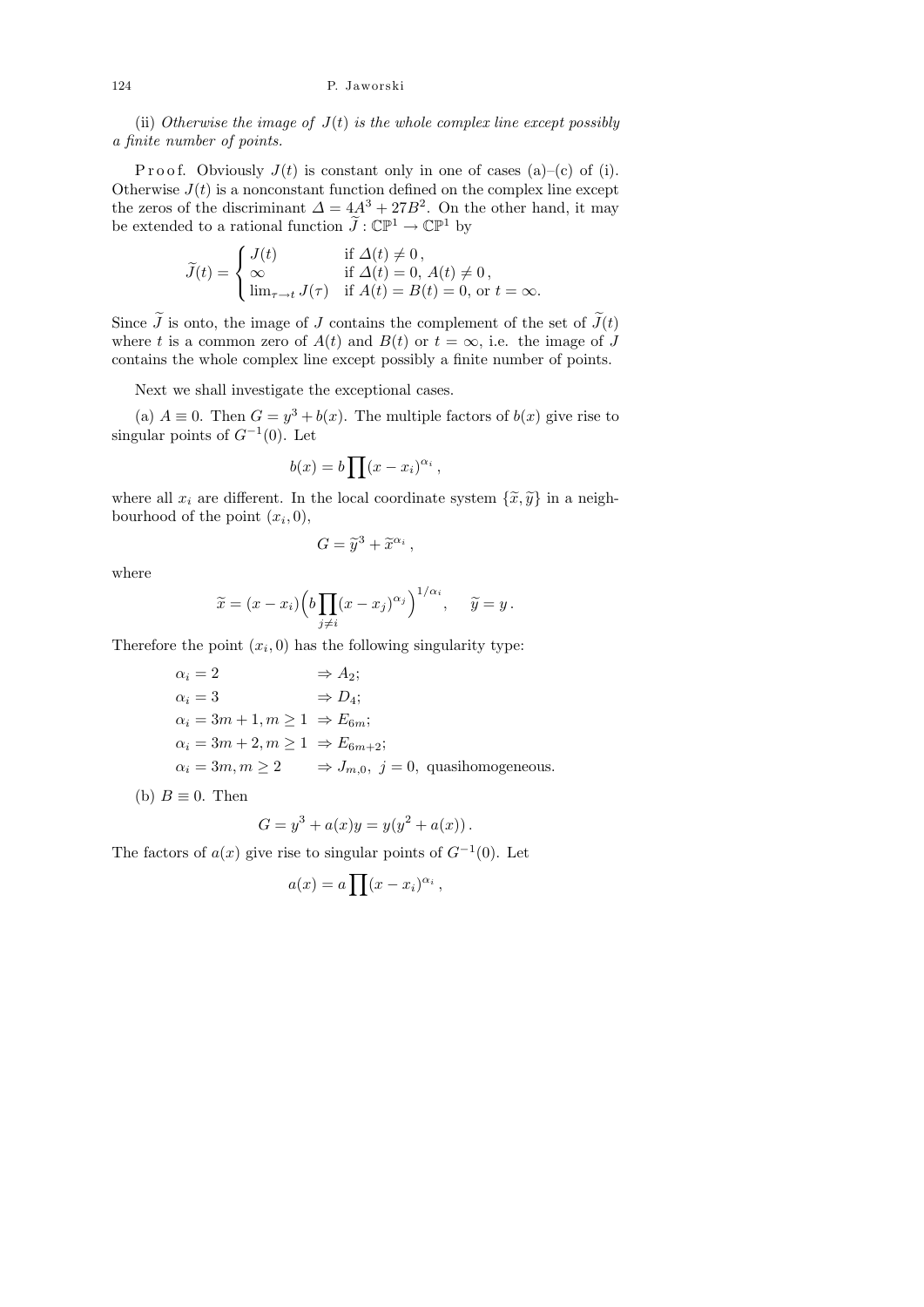(ii) *Otherwise the image of $J(t)$ is the whole complex line except possibly a finite number of points.*

Proof. Obviously $J(t)$ is constant only in one of cases (a)–(c) of (i). Otherwise $J(t)$ is a nonconstant function defined on the complex line except the zeros of the discriminant $\Delta = 4A^3 + 27B^2$. On the other hand, it may be extended to a rational function $\widetilde{J} : \mathbb{CP}^1 \to \mathbb{CP}^1$ by

$$\widetilde{J}(t) = \begin{cases} J(t) & \text{if } \Delta(t) \neq 0\,, \\ \infty & \text{if } \Delta(t) = 0,\ A(t) \neq 0\,, \\ \lim_{\tau \to t} J(\tau) & \text{if } A(t) = B(t) = 0, \text{ or } t = \infty. \end{cases}$$

Since $\widetilde{J}$ is onto, the image of $J$ contains the complement of the set of $\widetilde{J}(t)$ where $t$ is a common zero of $A(t)$ and $B(t)$ or $t = \infty$, i.e. the image of $J$ contains the whole complex line except possibly a finite number of points.

Next we shall investigate the exceptional cases.

(a) $A \equiv 0$. Then $G = y^3 + b(x)$. The multiple factors of $b(x)$ give rise to singular points of $G^{-1}(0)$. Let

$$b(x) = b \prod (x - x_i)^{\alpha_i}\,,$$

where all $x_i$ are different. In the local coordinate system $\{\widetilde{x}, \widetilde{y}\}$ in a neighbourhood of the point $(x_i, 0)$,

$$G = \widetilde{y}^3 + \widetilde{x}^{\alpha_i}\,,$$

where

$$\widetilde{x} = (x - x_i)\Big(b \prod_{j \neq i} (x - x_j)^{\alpha_j}\Big)^{1/\alpha_i}, \qquad \widetilde{y} = y\,.$$

Therefore the point $(x_i, 0)$ has the following singularity type:

$$\begin{aligned}
&\alpha_i = 2 && \Rightarrow A_2; \\
&\alpha_i = 3 && \Rightarrow D_4; \\
&\alpha_i = 3m + 1, m \geq 1 && \Rightarrow E_{6m}; \\
&\alpha_i = 3m + 2, m \geq 1 && \Rightarrow E_{6m+2}; \\
&\alpha_i = 3m, m \geq 2 && \Rightarrow J_{m,0},\ j = 0, \text{ quasihomogeneous.}
\end{aligned}$$

(b) $B \equiv 0$. Then

$$G = y^3 + a(x)y = y(y^2 + a(x))\,.$$

The factors of $a(x)$ give rise to singular points of $G^{-1}(0)$. Let

$$a(x) = a \prod (x - x_i)^{\alpha_i}\,,$$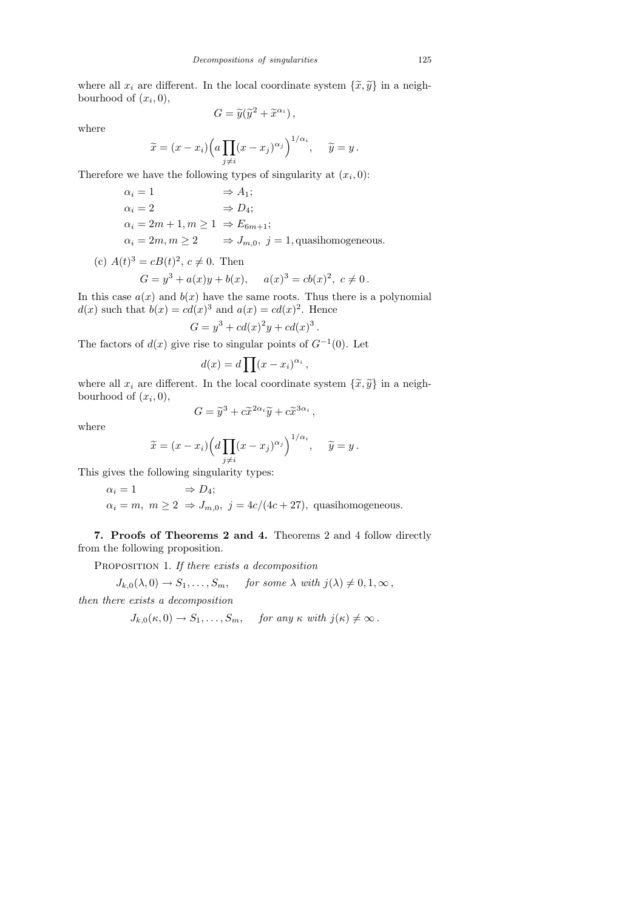where all $x_i$ are different. In the local coordinate system $\{\widetilde{x}, \widetilde{y}\}$ in a neighbourhood of $(x_i, 0)$,

$$G = \widetilde{y}(\widetilde{y}^2 + \widetilde{x}^{\alpha_i}),$$

where

$$\widetilde{x} = (x - x_i)\Big(a \prod_{j \neq i} (x - x_j)^{\alpha_j}\Big)^{1/\alpha_i}, \quad \widetilde{y} = y.$$

Therefore we have the following types of singularity at $(x_i, 0)$:

$$\begin{aligned}
&\alpha_i = 1 && \Rightarrow A_1;\\
&\alpha_i = 2 && \Rightarrow D_4;\\
&\alpha_i = 2m+1, m \geq 1 && \Rightarrow E_{6m+1};\\
&\alpha_i = 2m, m \geq 2 && \Rightarrow J_{m,0},\ j = 1, \text{quasihomogeneous.}
\end{aligned}$$

(c) $A(t)^3 = cB(t)^2$, $c \neq 0$. Then

$$G = y^3 + a(x)y + b(x), \quad a(x)^3 = cb(x)^2,\ c \neq 0.$$

In this case $a(x)$ and $b(x)$ have the same roots. Thus there is a polynomial $d(x)$ such that $b(x) = cd(x)^3$ and $a(x) = cd(x)^2$. Hence

$$G = y^3 + cd(x)^2 y + cd(x)^3.$$

The factors of $d(x)$ give rise to singular points of $G^{-1}(0)$. Let

$$d(x) = d \prod (x - x_i)^{\alpha_i},$$

where all $x_i$ are different. In the local coordinate system $\{\widetilde{x}, \widetilde{y}\}$ in a neighbourhood of $(x_i, 0)$,

$$G = \widetilde{y}^3 + c\widetilde{x}^{2\alpha_i}\widetilde{y} + c\widetilde{x}^{3\alpha_i},$$

where

$$\widetilde{x} = (x - x_i)\Big(d \prod_{j \neq i} (x - x_j)^{\alpha_j}\Big)^{1/\alpha_i}, \quad \widetilde{y} = y.$$

This gives the following singularity types:

$$\begin{aligned}
&\alpha_i = 1 && \Rightarrow D_4;\\
&\alpha_i = m,\ m \geq 2 && \Rightarrow J_{m,0},\ j = 4c/(4c+27),\ \text{quasihomogeneous.}
\end{aligned}$$

**7. Proofs of Theorems 2 and 4.** Theorems 2 and 4 follow directly from the following proposition.

Proposition 1. *If there exists a decomposition*

$$J_{k,0}(\lambda, 0) \to S_1, \ldots, S_m, \quad \textit{for some } \lambda \textit{ with } j(\lambda) \neq 0, 1, \infty,$$

*then there exists a decomposition*

$$J_{k,0}(\kappa, 0) \to S_1, \ldots, S_m, \quad \textit{for any } \kappa \textit{ with } j(\kappa) \neq \infty.$$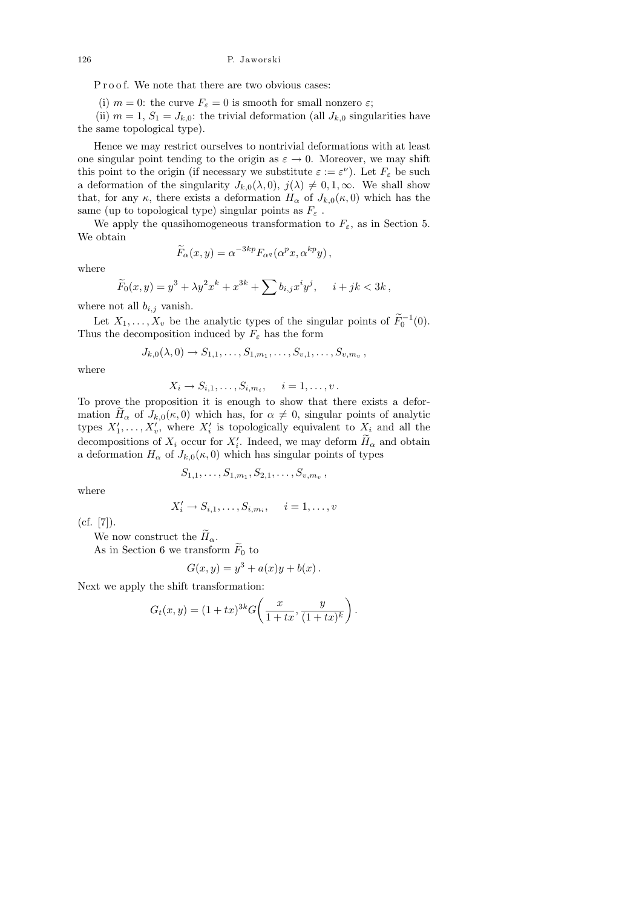P r o o f. We note that there are two obvious cases:

(i) $m = 0$: the curve $F_\varepsilon = 0$ is smooth for small nonzero $\varepsilon$;

(ii) $m = 1$, $S_1 = J_{k,0}$: the trivial deformation (all $J_{k,0}$ singularities have the same topological type).

Hence we may restrict ourselves to nontrivial deformations with at least one singular point tending to the origin as $\varepsilon \to 0$. Moreover, we may shift this point to the origin (if necessary we substitute $\varepsilon := \varepsilon^\nu$). Let $F_\varepsilon$ be such a deformation of the singularity $J_{k,0}(\lambda, 0)$, $j(\lambda) \neq 0, 1, \infty$. We shall show that, for any $\kappa$, there exists a deformation $H_\alpha$ of $J_{k,0}(\kappa, 0)$ which has the same (up to topological type) singular points as $F_\varepsilon$ .

We apply the quasihomogeneous transformation to $F_\varepsilon$, as in Section 5. We obtain

$$\widetilde{F}_\alpha(x, y) = \alpha^{-3kp} F_{\alpha^q}(\alpha^p x, \alpha^{kp} y)\,,$$

where

$$\widetilde{F}_0(x, y) = y^3 + \lambda y^2 x^k + x^{3k} + \sum b_{i,j} x^i y^j, \quad i + jk < 3k\,,$$

where not all $b_{i,j}$ vanish.

Let $X_1, \ldots, X_v$ be the analytic types of the singular points of $\widetilde{F}_0^{-1}(0)$. Thus the decomposition induced by $F_\varepsilon$ has the form

$$J_{k,0}(\lambda, 0) \to S_{1,1}, \ldots, S_{1,m_1}, \ldots, S_{v,1}, \ldots, S_{v,m_v}\,,$$

where

$$X_i \to S_{i,1}, \ldots, S_{i,m_i}, \quad i = 1, \ldots, v\,.$$

To prove the proposition it is enough to show that there exists a deformation $\widetilde{H}_\alpha$ of $J_{k,0}(\kappa, 0)$ which has, for $\alpha \neq 0$, singular points of analytic types $X_1', \ldots, X_v'$, where $X_i'$ is topologically equivalent to $X_i$ and all the decompositions of $X_i$ occur for $X_i'$. Indeed, we may deform $\widetilde{H}_\alpha$ and obtain a deformation $H_\alpha$ of $J_{k,0}(\kappa, 0)$ which has singular points of types

$$S_{1,1}, \ldots, S_{1,m_1}, S_{2,1}, \ldots, S_{v,m_v}\,,$$

where

$$X_i' \to S_{i,1}, \ldots, S_{i,m_i}, \quad i = 1, \ldots, v$$

(cf. [7]).

We now construct the $\widetilde{H}_\alpha$.

As in Section 6 we transform $\widetilde{F}_0$ to

$$G(x, y) = y^3 + a(x) y + b(x)\,.$$

Next we apply the shift transformation:

$$G_t(x, y) = (1 + tx)^{3k} G\left(\frac{x}{1 + tx}, \frac{y}{(1 + tx)^k}\right).$$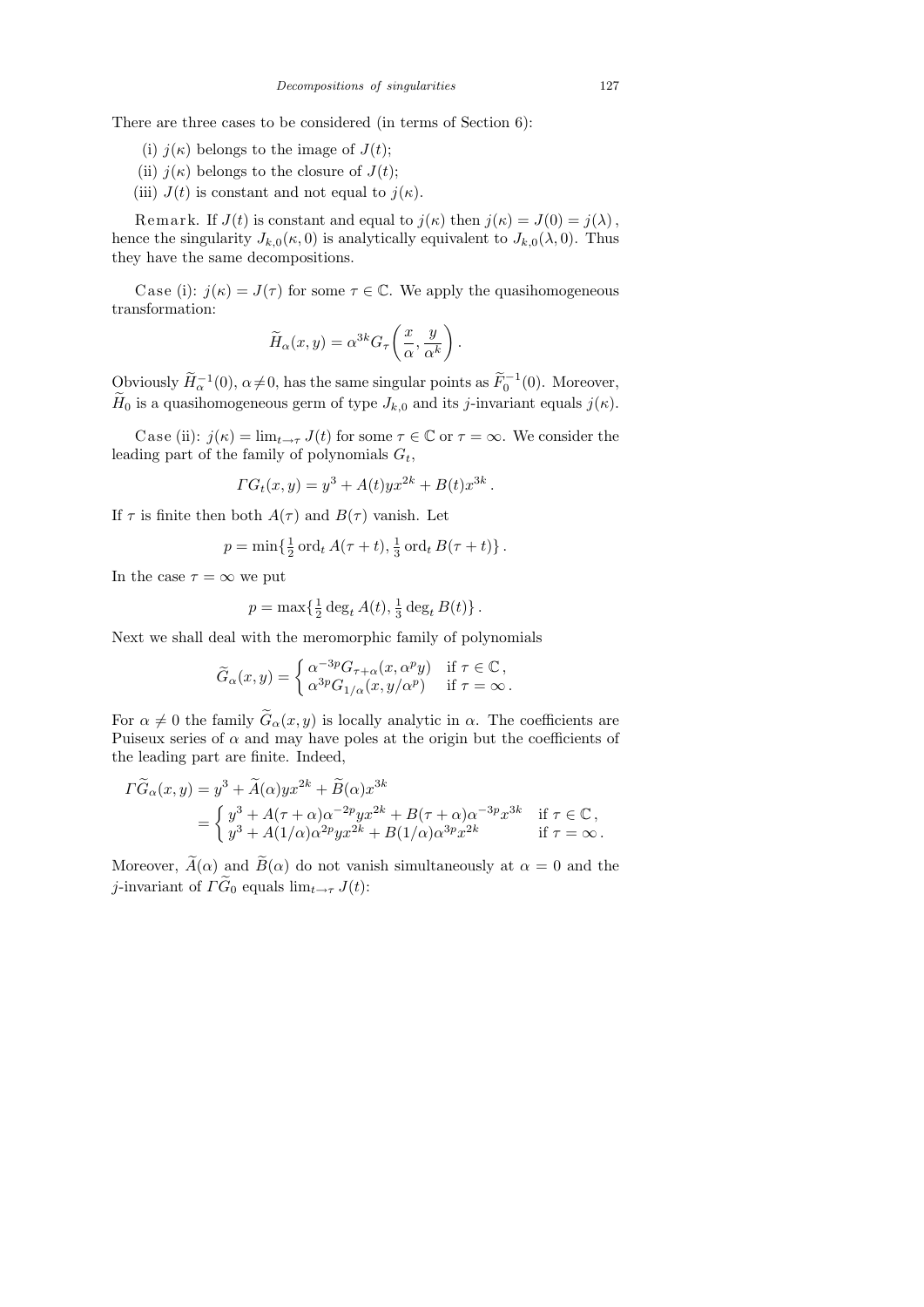There are three cases to be considered (in terms of Section 6):

(i) $j(\kappa)$ belongs to the image of $J(t)$;

(ii) $j(\kappa)$ belongs to the closure of $J(t)$;

(iii) $J(t)$ is constant and not equal to $j(\kappa)$.

Remark. If $J(t)$ is constant and equal to $j(\kappa)$ then $j(\kappa) = J(0) = j(\lambda)$, hence the singularity $J_{k,0}(\kappa, 0)$ is analytically equivalent to $J_{k,0}(\lambda, 0)$. Thus they have the same decompositions.

Case (i): $j(\kappa) = J(\tau)$ for some $\tau \in \mathbb{C}$. We apply the quasihomogeneous transformation:

$$\widetilde{H}_\alpha(x, y) = \alpha^{3k} G_\tau\left(\frac{x}{\alpha}, \frac{y}{\alpha^k}\right).$$

Obviously $\widetilde{H}_\alpha^{-1}(0)$, $\alpha \neq 0$, has the same singular points as $\widetilde{F}_0^{-1}(0)$. Moreover, $\widetilde{H}_0$ is a quasihomogeneous germ of type $J_{k,0}$ and its $j$-invariant equals $j(\kappa)$.

Case (ii): $j(\kappa) = \lim_{t \to \tau} J(t)$ for some $\tau \in \mathbb{C}$ or $\tau = \infty$. We consider the leading part of the family of polynomials $G_t$,

$$\varGamma G_t(x, y) = y^3 + A(t) y x^{2k} + B(t) x^{3k}.$$

If $\tau$ is finite then both $A(\tau)$ and $B(\tau)$ vanish. Let

$$p = \min\{\tfrac{1}{2} \operatorname{ord}_t A(\tau + t), \tfrac{1}{3} \operatorname{ord}_t B(\tau + t)\}.$$

In the case $\tau = \infty$ we put

$$p = \max\{\tfrac{1}{2} \deg_t A(t), \tfrac{1}{3} \deg_t B(t)\}.$$

Next we shall deal with the meromorphic family of polynomials

$$\widetilde{G}_\alpha(x, y) = \begin{cases} \alpha^{-3p} G_{\tau+\alpha}(x, \alpha^p y) & \text{if } \tau \in \mathbb{C}, \\ \alpha^{3p} G_{1/\alpha}(x, y/\alpha^p) & \text{if } \tau = \infty. \end{cases}$$

For $\alpha \neq 0$ the family $\widetilde{G}_\alpha(x, y)$ is locally analytic in $\alpha$. The coefficients are Puiseux series of $\alpha$ and may have poles at the origin but the coefficients of the leading part are finite. Indeed,

$$\begin{aligned} \varGamma \widetilde{G}_\alpha(x, y) &= y^3 + \widetilde{A}(\alpha) y x^{2k} + \widetilde{B}(\alpha) x^{3k} \\ &= \begin{cases} y^3 + A(\tau + \alpha) \alpha^{-2p} y x^{2k} + B(\tau + \alpha) \alpha^{-3p} x^{3k} & \text{if } \tau \in \mathbb{C}, \\ y^3 + A(1/\alpha) \alpha^{2p} y x^{2k} + B(1/\alpha) \alpha^{3p} x^{2k} & \text{if } \tau = \infty. \end{cases} \end{aligned}$$

Moreover, $\widetilde{A}(\alpha)$ and $\widetilde{B}(\alpha)$ do not vanish simultaneously at $\alpha = 0$ and the $j$-invariant of $\varGamma \widetilde{G}_0$ equals $\lim_{t \to \tau} J(t)$: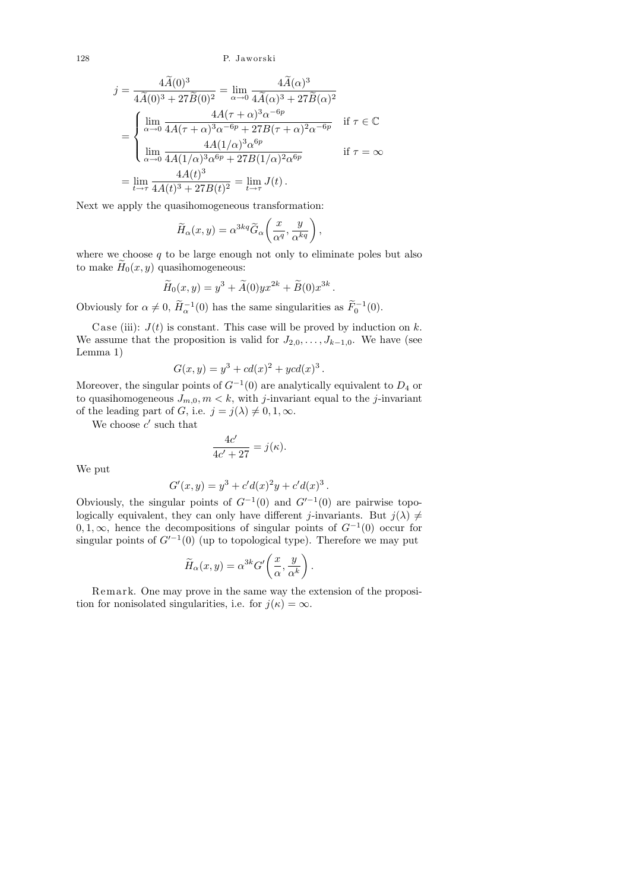$$j = \frac{4\widetilde{A}(0)^3}{4\widetilde{A}(0)^3 + 27\widetilde{B}(0)^2} = \lim_{\alpha\to 0} \frac{4\widetilde{A}(\alpha)^3}{4\widetilde{A}(\alpha)^3 + 27\widetilde{B}(\alpha)^2}$$

$$= \begin{cases} \lim\limits_{\alpha\to 0} \dfrac{4A(\tau+\alpha)^3\alpha^{-6p}}{4A(\tau+\alpha)^3\alpha^{-6p} + 27B(\tau+\alpha)^2\alpha^{-6p}} & \text{if } \tau \in \mathbb{C} \\ \lim\limits_{\alpha\to 0} \dfrac{4A(1/\alpha)^3\alpha^{6p}}{4A(1/\alpha)^3\alpha^{6p} + 27B(1/\alpha)^2\alpha^{6p}} & \text{if } \tau = \infty \end{cases}$$

$$= \lim_{t\to\tau} \frac{4A(t)^3}{4A(t)^3 + 27B(t)^2} = \lim_{t\to\tau} J(t)\,.$$

Next we apply the quasihomogeneous transformation:

$$\widetilde{H}_\alpha(x,y) = \alpha^{3kq}\widetilde{G}_\alpha\left(\frac{x}{\alpha^q}, \frac{y}{\alpha^{kq}}\right),$$

where we choose $q$ to be large enough not only to eliminate poles but also to make $\widetilde{H}_0(x,y)$ quasihomogeneous:

$$\widetilde{H}_0(x,y) = y^3 + \widetilde{A}(0)yx^{2k} + \widetilde{B}(0)x^{3k}\,.$$

Obviously for $\alpha \neq 0$, $\widetilde{H}_\alpha^{-1}(0)$ has the same singularities as $\widetilde{F}_0^{-1}(0)$.

Case (iii): $J(t)$ is constant. This case will be proved by induction on $k$. We assume that the proposition is valid for $J_{2,0}, \ldots, J_{k-1,0}$. We have (see Lemma 1)

$$G(x,y) = y^3 + cd(x)^2 + ycd(x)^3\,.$$

Moreover, the singular points of $G^{-1}(0)$ are analytically equivalent to $D_4$ or to quasihomogeneous $J_{m,0}, m < k$, with $j$-invariant equal to the $j$-invariant of the leading part of $G$, i.e. $j = j(\lambda) \neq 0, 1, \infty$.

We choose $c'$ such that

$$\frac{4c'}{4c' + 27} = j(\kappa).$$

We put

$$G'(x,y) = y^3 + c'd(x)^2y + c'd(x)^3\,.$$

Obviously, the singular points of $G^{-1}(0)$ and $G'^{-1}(0)$ are pairwise topologically equivalent, they can only have different $j$-invariants. But $j(\lambda) \neq 0, 1, \infty$, hence the decompositions of singular points of $G^{-1}(0)$ occur for singular points of $G'^{-1}(0)$ (up to topological type). Therefore we may put

$$\widetilde{H}_\alpha(x,y) = \alpha^{3k}G'\left(\frac{x}{\alpha}, \frac{y}{\alpha^k}\right).$$

Remark. One may prove in the same way the extension of the proposition for nonisolated singularities, i.e. for $j(\kappa) = \infty$.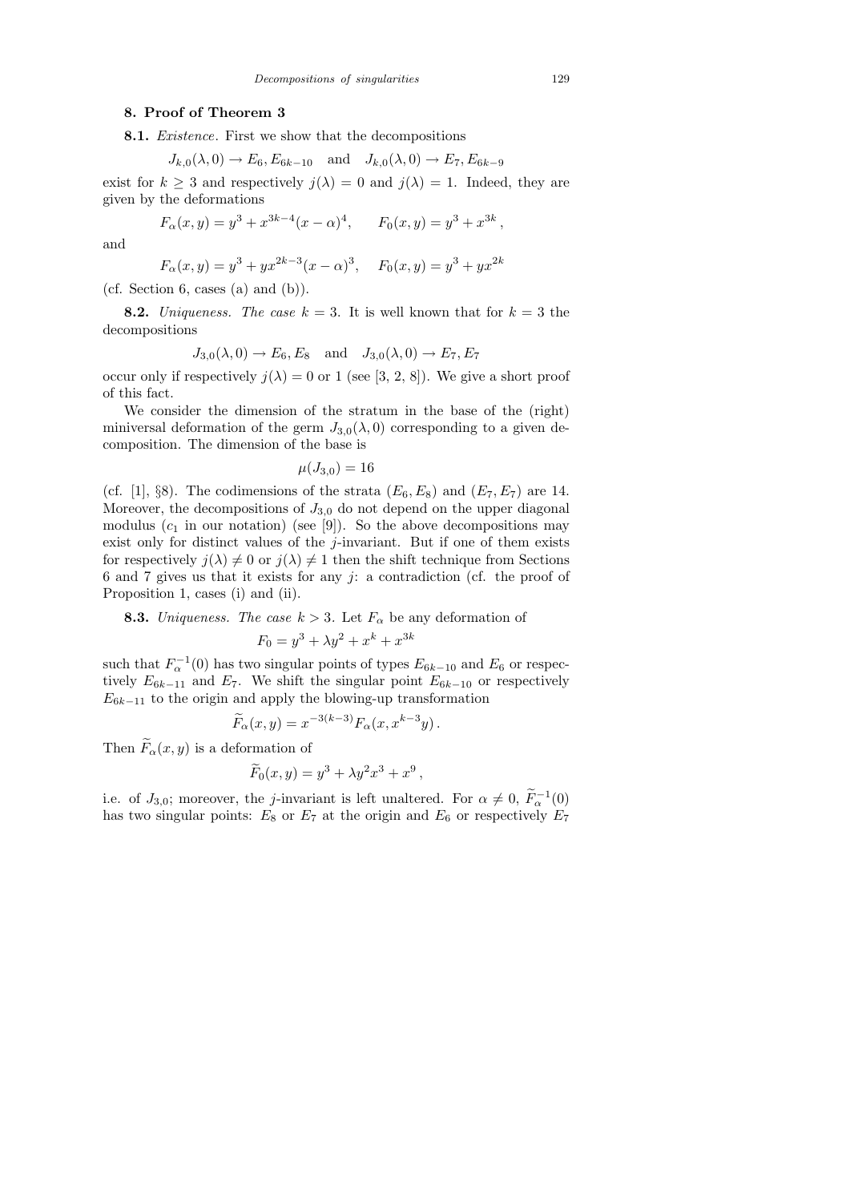## 8. Proof of Theorem 3

**8.1.** *Existence*. First we show that the decompositions

$$J_{k,0}(\lambda,0) \to E_6, E_{6k-10} \quad \text{and} \quad J_{k,0}(\lambda,0) \to E_7, E_{6k-9}$$

exist for $k \geq 3$ and respectively $j(\lambda) = 0$ and $j(\lambda) = 1$. Indeed, they are given by the deformations

$$F_\alpha(x,y) = y^3 + x^{3k-4}(x-\alpha)^4, \qquad F_0(x,y) = y^3 + x^{3k},$$

and

$$F_\alpha(x,y) = y^3 + yx^{2k-3}(x-\alpha)^3, \quad F_0(x,y) = y^3 + yx^{2k}$$

(cf. Section 6, cases (a) and (b)).

**8.2.** *Uniqueness. The case $k = 3$*. It is well known that for $k = 3$ the decompositions

$$J_{3,0}(\lambda,0) \to E_6, E_8 \quad \text{and} \quad J_{3,0}(\lambda,0) \to E_7, E_7$$

occur only if respectively $j(\lambda) = 0$ or $1$ (see [3, 2, 8]). We give a short proof of this fact.

We consider the dimension of the stratum in the base of the (right) miniversal deformation of the germ $J_{3,0}(\lambda,0)$ corresponding to a given decomposition. The dimension of the base is

$$\mu(J_{3,0}) = 16$$

(cf. [1], §8). The codimensions of the strata $(E_6, E_8)$ and $(E_7, E_7)$ are 14. Moreover, the decompositions of $J_{3,0}$ do not depend on the upper diagonal modulus ($c_1$ in our notation) (see [9]). So the above decompositions may exist only for distinct values of the $j$-invariant. But if one of them exists for respectively $j(\lambda) \neq 0$ or $j(\lambda) \neq 1$ then the shift technique from Sections 6 and 7 gives us that it exists for any $j$: a contradiction (cf. the proof of Proposition 1, cases (i) and (ii).

**8.3.** *Uniqueness. The case $k > 3$*. Let $F_\alpha$ be any deformation of

$$F_0 = y^3 + \lambda y^2 + x^k + x^{3k}$$

such that $F_\alpha^{-1}(0)$ has two singular points of types $E_{6k-10}$ and $E_6$ or respectively $E_{6k-11}$ and $E_7$. We shift the singular point $E_{6k-10}$ or respectively $E_{6k-11}$ to the origin and apply the blowing-up transformation

$$\widetilde{F}_\alpha(x,y) = x^{-3(k-3)} F_\alpha(x, x^{k-3}y)\,.$$

Then $\widetilde{F}_\alpha(x,y)$ is a deformation of

$$\widetilde{F}_0(x,y) = y^3 + \lambda y^2 x^3 + x^9\,,$$

i.e. of $J_{3,0}$; moreover, the $j$-invariant is left unaltered. For $\alpha \neq 0$, $\widetilde{F}_\alpha^{-1}(0)$ has two singular points: $E_8$ or $E_7$ at the origin and $E_6$ or respectively $E_7$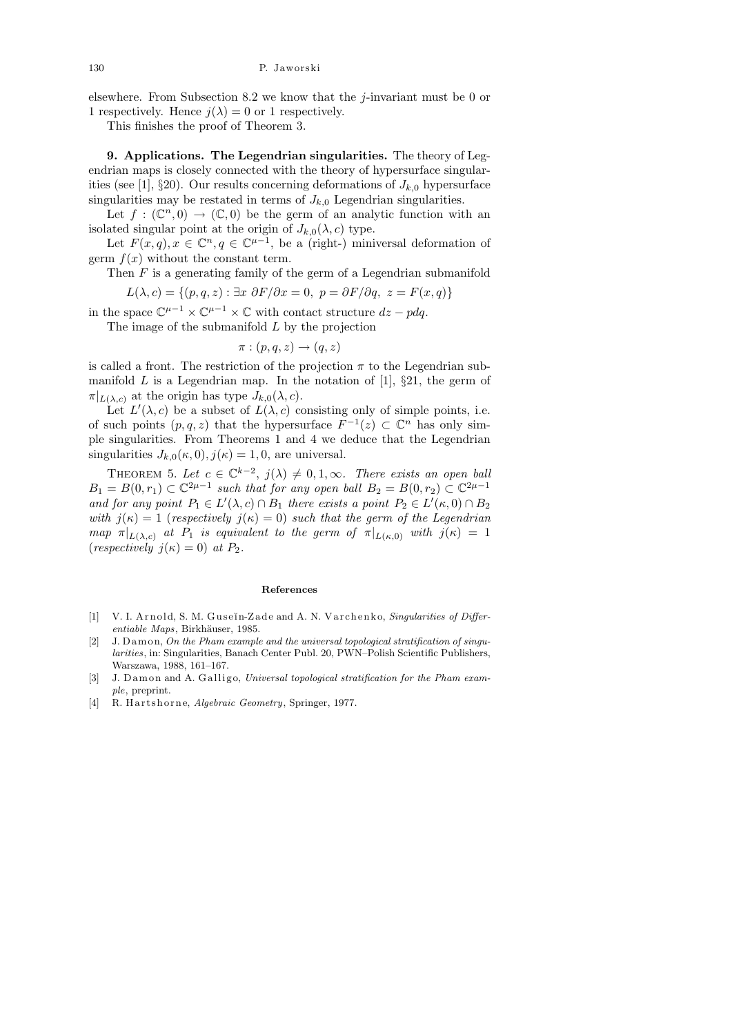elsewhere. From Subsection 8.2 we know that the $j$-invariant must be 0 or 1 respectively. Hence $j(\lambda) = 0$ or 1 respectively.

This finishes the proof of Theorem 3.

**9. Applications. The Legendrian singularities.** The theory of Legendrian maps is closely connected with the theory of hypersurface singularities (see [1], §20). Our results concerning deformations of $J_{k,0}$ hypersurface singularities may be restated in terms of $J_{k,0}$ Legendrian singularities.

Let $f : (\mathbb{C}^n, 0) \to (\mathbb{C}, 0)$ be the germ of an analytic function with an isolated singular point at the origin of $J_{k,0}(\lambda, c)$ type.

Let $F(x, q), x \in \mathbb{C}^n, q \in \mathbb{C}^{\mu-1}$, be a (right-) miniversal deformation of germ $f(x)$ without the constant term.

Then $F$ is a generating family of the germ of a Legendrian submanifold

$$L(\lambda, c) = \{(p, q, z) : \exists x \ \partial F/\partial x = 0, \ p = \partial F/\partial q, \ z = F(x, q)\}$$

in the space $\mathbb{C}^{\mu-1} \times \mathbb{C}^{\mu-1} \times \mathbb{C}$ with contact structure $dz - pdq$.

The image of the submanifold $L$ by the projection

$$\pi : (p, q, z) \to (q, z)$$

is called a front. The restriction of the projection $\pi$ to the Legendrian submanifold $L$ is a Legendrian map. In the notation of [1], §21, the germ of $\pi|_{L(\lambda,c)}$ at the origin has type $J_{k,0}(\lambda, c)$.

Let $L'(\lambda, c)$ be a subset of $L(\lambda, c)$ consisting only of simple points, i.e. of such points $(p, q, z)$ that the hypersurface $F^{-1}(z) \subset \mathbb{C}^n$ has only simple singularities. From Theorems 1 and 4 we deduce that the Legendrian singularities $J_{k,0}(\kappa, 0), j(\kappa) = 1, 0$, are universal.

Theorem 5. *Let $c \in \mathbb{C}^{k-2}$, $j(\lambda) \neq 0, 1, \infty$. There exists an open ball $B_1 = B(0, r_1) \subset \mathbb{C}^{2\mu-1}$ such that for any open ball $B_2 = B(0, r_2) \subset \mathbb{C}^{2\mu-1}$ and for any point $P_1 \in L'(\lambda, c) \cap B_1$ there exists a point $P_2 \in L'(\kappa, 0) \cap B_2$ with $j(\kappa) = 1$ (respectively $j(\kappa) = 0$) such that the germ of the Legendrian map $\pi|_{L(\lambda,c)}$ at $P_1$ is equivalent to the germ of $\pi|_{L(\kappa,0)}$ with $j(\kappa) = 1$ (respectively $j(\kappa) = 0$) at $P_2$.*

## References

[1] V. I. Arnold, S. M. Guseĭn-Zade and A. N. Varchenko, *Singularities of Differentiable Maps*, Birkhäuser, 1985.

[2] J. Damon, *On the Pham example and the universal topological stratification of singularities*, in: Singularities, Banach Center Publ. 20, PWN–Polish Scientific Publishers, Warszawa, 1988, 161–167.

[3] J. Damon and A. Galligo, *Universal topological stratification for the Pham example*, preprint.

[4] R. Hartshorne, *Algebraic Geometry*, Springer, 1977.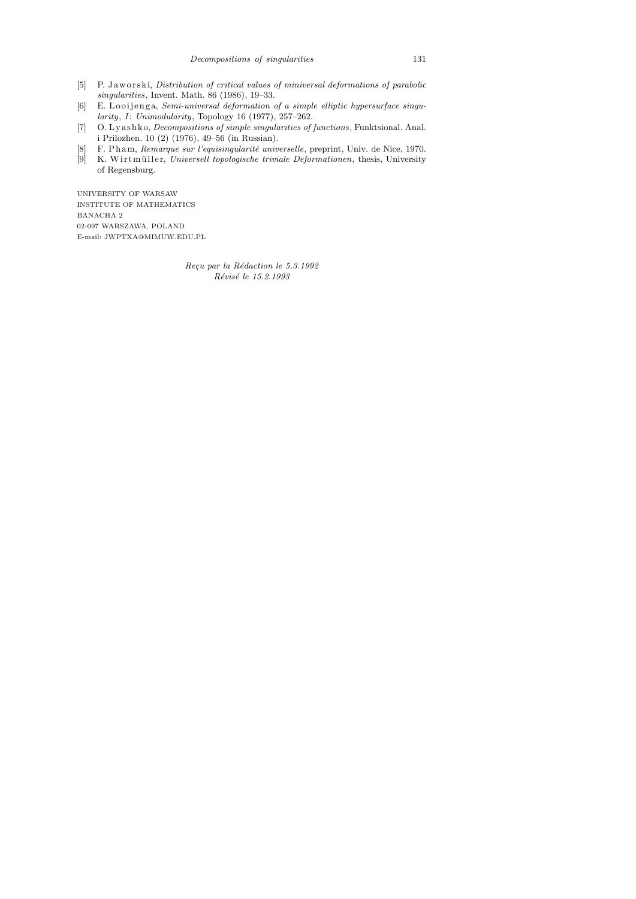[5] P. Jaworski, *Distribution of critical values of miniversal deformations of parabolic singularities*, Invent. Math. 86 (1986), 19–33.

[6] E. Looijenga, *Semi-universal deformation of a simple elliptic hypersurface singularity*, *I*: *Unimodularity*, Topology 16 (1977), 257–262.

[7] O. Lyashko, *Decompositions of simple singularities of functions*, Funktsional. Anal. i Prilozhen. 10 (2) (1976), 49–56 (in Russian).

[8] F. Pham, *Remarque sur l'equisingularité universelle*, preprint, Univ. de Nice, 1970.

[9] K. Wirtmüller, *Universell topologische triviale Deformationen*, thesis, University of Regensburg.

UNIVERSITY OF WARSAW
INSTITUTE OF MATHEMATICS
BANACHA 2
02-097 WARSZAWA, POLAND
E-mail: JWPTXA@MIMUW.EDU.PL

*Reçu par la Rédaction le 5.3.1992*
*Révisé le 15.2.1993*